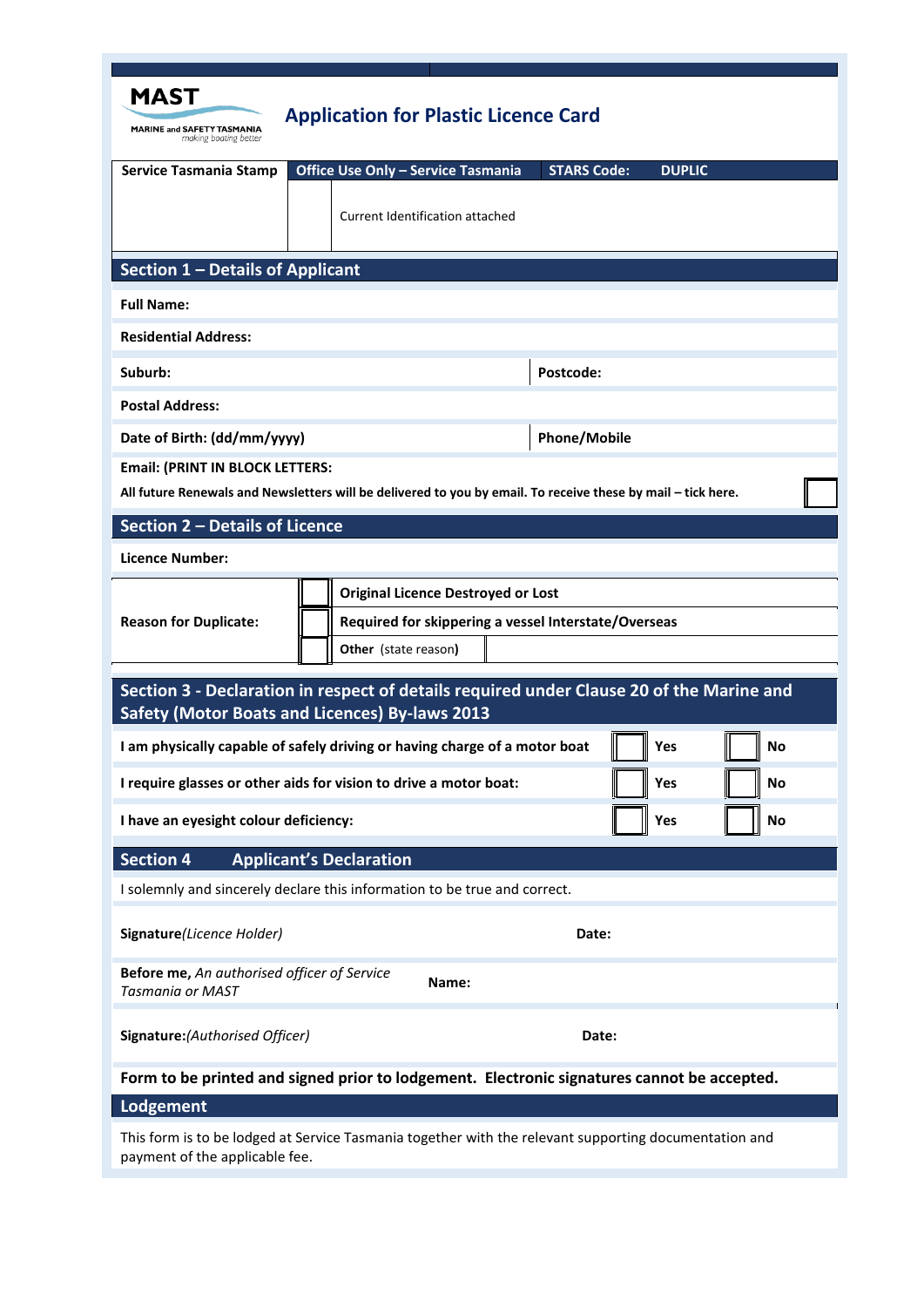**MAST**
MARINE and SAFETY TASMANIA
*making boating better*

# Application for Plastic Licence Card

| Service Tasmania Stamp | Office Use Only – Service Tasmania | STARS Code: DUPLIC |
|---|---|---|
| | ☐ Current Identification attached | |

## Section 1 – Details of Applicant

**Full Name:**

**Residential Address:**

| **Suburb:** | **Postcode:** |
|---|---|

**Postal Address:**

| **Date of Birth: (dd/mm/yyyy)** | **Phone/Mobile** |
|---|---|

**Email: (PRINT IN BLOCK LETTERS:**

**All future Renewals and Newsletters will be delivered to you by email. To receive these by mail – tick here.** ☐

## Section 2 – Details of Licence

**Licence Number:**

| **Reason for Duplicate:** | ☐ | **Original Licence Destroyed or Lost** |
|---|---|---|
| | ☐ | **Required for skippering a vessel Interstate/Overseas** |
| | ☐ | **Other** (state reason**)** |

## Section 3 - Declaration in respect of details required under Clause 20 of the Marine and Safety (Motor Boats and Licences) By-laws 2013

| | | |
|---|---|---|
| **I am physically capable of safely driving or having charge of a motor boat** | ☐ **Yes** | ☐ **No** |
| **I require glasses or other aids for vision to drive a motor boat:** | ☐ **Yes** | ☐ **No** |
| **I have an eyesight colour deficiency:** | ☐ **Yes** | ☐ **No** |

## Section 4 Applicant's Declaration

I solemnly and sincerely declare this information to be true and correct.

**Signature***(Licence Holder)* **Date:**

**Before me,** *An authorised officer of Service Tasmania or MAST* **Name:**

**Signature:***(Authorised Officer)* **Date:**

**Form to be printed and signed prior to lodgement. Electronic signatures cannot be accepted.**

## Lodgement

This form is to be lodged at Service Tasmania together with the relevant supporting documentation and payment of the applicable fee.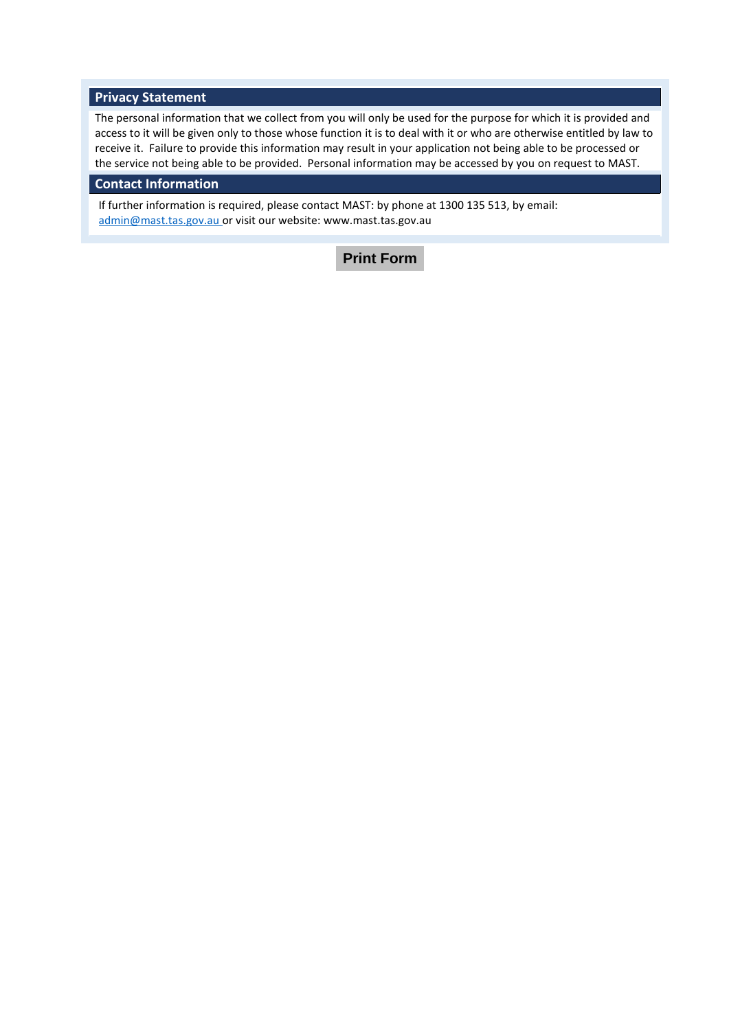## Privacy Statement

The personal information that we collect from you will only be used for the purpose for which it is provided and access to it will be given only to those whose function it is to deal with it or who are otherwise entitled by law to receive it. Failure to provide this information may result in your application not being able to be processed or the service not being able to be provided. Personal information may be accessed by you on request to MAST.

## Contact Information

If further information is required, please contact MAST: by phone at 1300 135 513, by email: admin@mast.tas.gov.au or visit our website: www.mast.tas.gov.au

Print Form